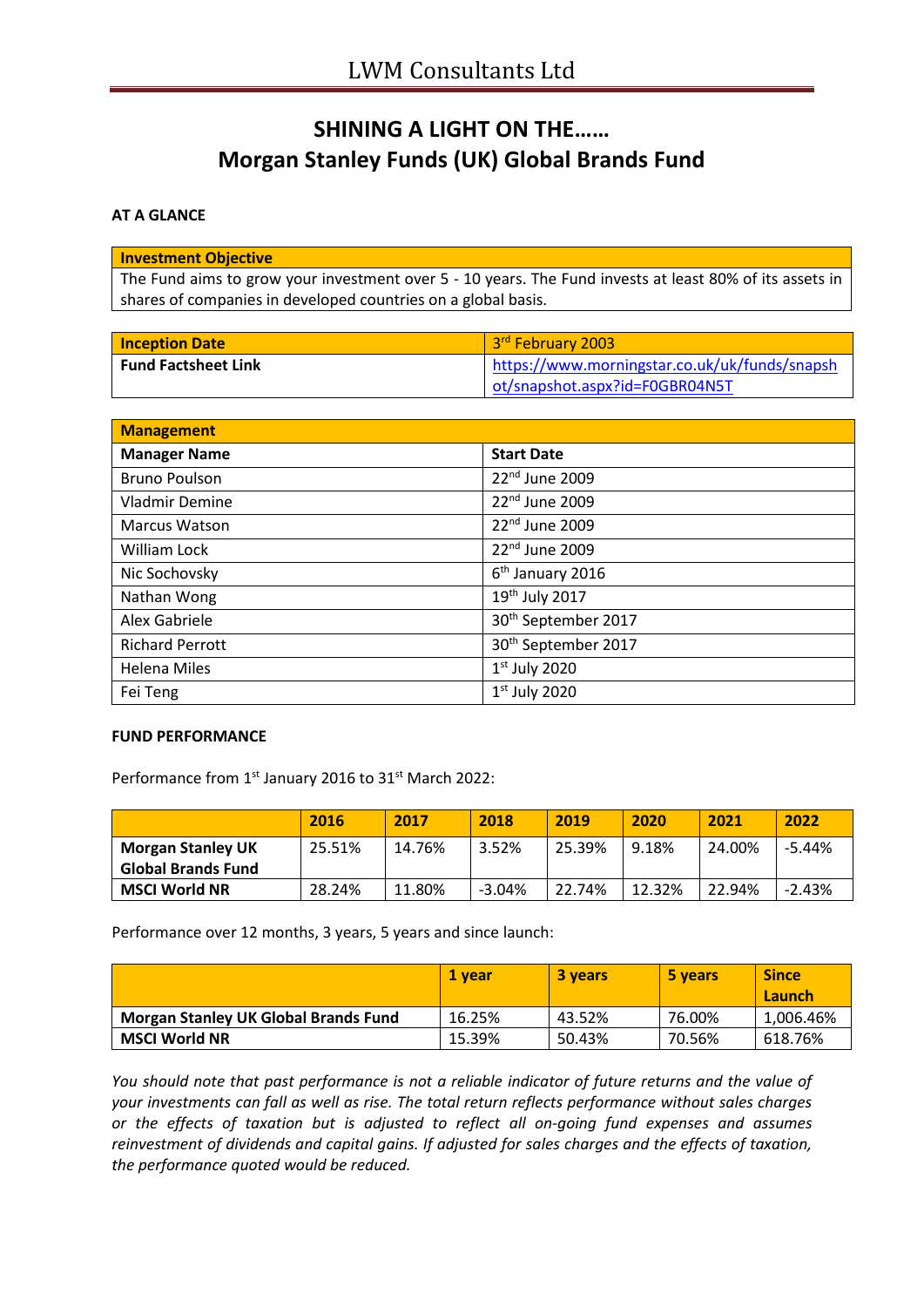# LWM Consultants Ltd

## SHINING A LIGHT ON THE……
## Morgan Stanley Funds (UK) Global Brands Fund

**AT A GLANCE**

| **Investment Objective** |
|---|
| The Fund aims to grow your investment over 5 - 10 years. The Fund invests at least 80% of its assets in shares of companies in developed countries on a global basis. |

| | |
|---|---|
| **Inception Date** | 3rd February 2003 |
| **Fund Factsheet Link** | https://www.morningstar.co.uk/uk/funds/snapshot/snapshot.aspx?id=F0GBR04N5T |

| **Management** | |
|---|---|
| **Manager Name** | **Start Date** |
| Bruno Poulson | 22nd June 2009 |
| Vladmir Demine | 22nd June 2009 |
| Marcus Watson | 22nd June 2009 |
| William Lock | 22nd June 2009 |
| Nic Sochovsky | 6th January 2016 |
| Nathan Wong | 19th July 2017 |
| Alex Gabriele | 30th September 2017 |
| Richard Perrott | 30th September 2017 |
| Helena Miles | 1st July 2020 |
| Fei Teng | 1st July 2020 |

**FUND PERFORMANCE**

Performance from 1st January 2016 to 31st March 2022:

| | 2016 | 2017 | 2018 | 2019 | 2020 | 2021 | 2022 |
|---|---|---|---|---|---|---|---|
| **Morgan Stanley UK Global Brands Fund** | 25.51% | 14.76% | 3.52% | 25.39% | 9.18% | 24.00% | -5.44% |
| **MSCI World NR** | 28.24% | 11.80% | -3.04% | 22.74% | 12.32% | 22.94% | -2.43% |

Performance over 12 months, 3 years, 5 years and since launch:

| | 1 year | 3 years | 5 years | Since Launch |
|---|---|---|---|---|
| **Morgan Stanley UK Global Brands Fund** | 16.25% | 43.52% | 76.00% | 1,006.46% |
| **MSCI World NR** | 15.39% | 50.43% | 70.56% | 618.76% |

*You should note that past performance is not a reliable indicator of future returns and the value of your investments can fall as well as rise. The total return reflects performance without sales charges or the effects of taxation but is adjusted to reflect all on-going fund expenses and assumes reinvestment of dividends and capital gains. If adjusted for sales charges and the effects of taxation, the performance quoted would be reduced.*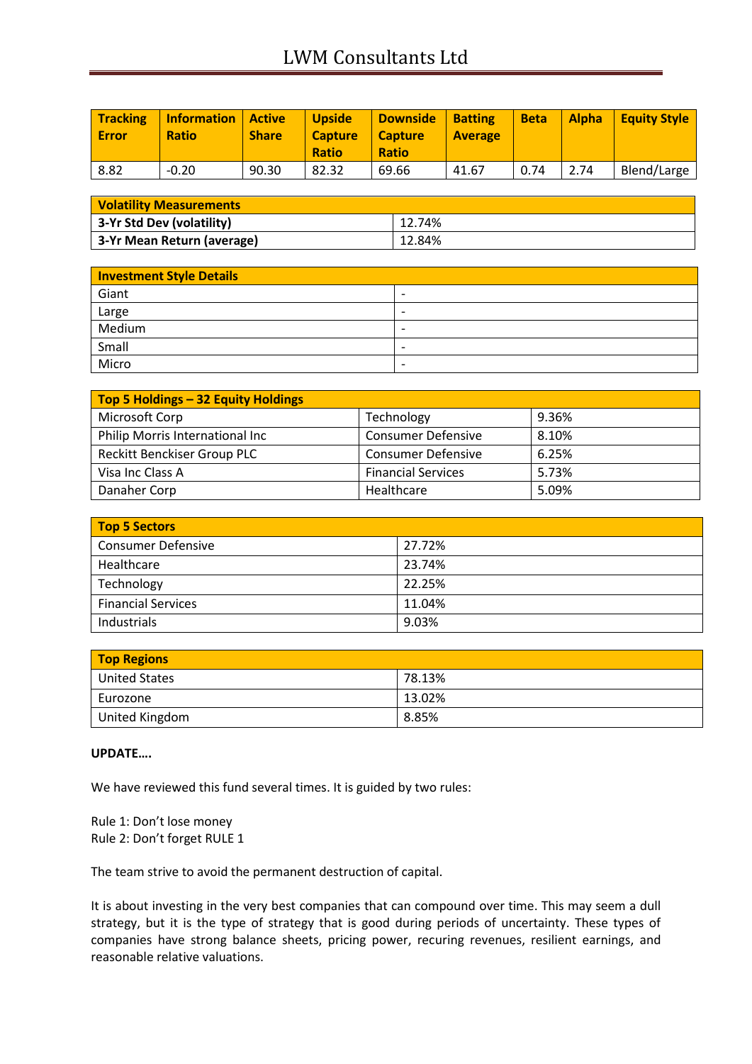| Tracking Error | Information Ratio | Active Share | Upside Capture Ratio | Downside Capture Ratio | Batting Average | Beta | Alpha | Equity Style |
|---|---|---|---|---|---|---|---|---|
| 8.82 | -0.20 | 90.30 | 82.32 | 69.66 | 41.67 | 0.74 | 2.74 | Blend/Large |

| Volatility Measurements | |
|---|---|
| **3-Yr Std Dev (volatility)** | 12.74% |
| **3-Yr Mean Return (average)** | 12.84% |

| Investment Style Details | |
|---|---|
| Giant | - |
| Large | - |
| Medium | - |
| Small | - |
| Micro | - |

| Top 5 Holdings – 32 Equity Holdings | | |
|---|---|---|
| Microsoft Corp | Technology | 9.36% |
| Philip Morris International Inc | Consumer Defensive | 8.10% |
| Reckitt Benckiser Group PLC | Consumer Defensive | 6.25% |
| Visa Inc Class A | Financial Services | 5.73% |
| Danaher Corp | Healthcare | 5.09% |

| Top 5 Sectors | |
|---|---|
| Consumer Defensive | 27.72% |
| Healthcare | 23.74% |
| Technology | 22.25% |
| Financial Services | 11.04% |
| Industrials | 9.03% |

| Top Regions | |
|---|---|
| United States | 78.13% |
| Eurozone | 13.02% |
| United Kingdom | 8.85% |

**UPDATE….**

We have reviewed this fund several times. It is guided by two rules:

Rule 1: Don't lose money
Rule 2: Don't forget RULE 1

The team strive to avoid the permanent destruction of capital.

It is about investing in the very best companies that can compound over time. This may seem a dull strategy, but it is the type of strategy that is good during periods of uncertainty. These types of companies have strong balance sheets, pricing power, recuring revenues, resilient earnings, and reasonable relative valuations.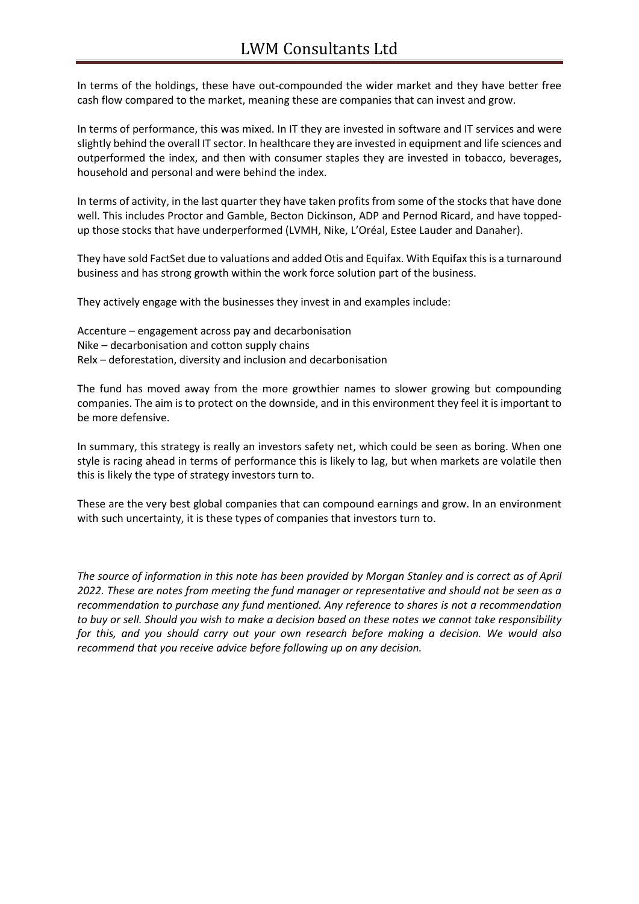In terms of the holdings, these have out-compounded the wider market and they have better free cash flow compared to the market, meaning these are companies that can invest and grow.

In terms of performance, this was mixed. In IT they are invested in software and IT services and were slightly behind the overall IT sector. In healthcare they are invested in equipment and life sciences and outperformed the index, and then with consumer staples they are invested in tobacco, beverages, household and personal and were behind the index.

In terms of activity, in the last quarter they have taken profits from some of the stocks that have done well. This includes Proctor and Gamble, Becton Dickinson, ADP and Pernod Ricard, and have topped-up those stocks that have underperformed (LVMH, Nike, L'Oréal, Estee Lauder and Danaher).

They have sold FactSet due to valuations and added Otis and Equifax. With Equifax this is a turnaround business and has strong growth within the work force solution part of the business.

They actively engage with the businesses they invest in and examples include:

Accenture – engagement across pay and decarbonisation
Nike – decarbonisation and cotton supply chains
Relx – deforestation, diversity and inclusion and decarbonisation

The fund has moved away from the more growthier names to slower growing but compounding companies. The aim is to protect on the downside, and in this environment they feel it is important to be more defensive.

In summary, this strategy is really an investors safety net, which could be seen as boring. When one style is racing ahead in terms of performance this is likely to lag, but when markets are volatile then this is likely the type of strategy investors turn to.

These are the very best global companies that can compound earnings and grow. In an environment with such uncertainty, it is these types of companies that investors turn to.

*The source of information in this note has been provided by Morgan Stanley and is correct as of April 2022. These are notes from meeting the fund manager or representative and should not be seen as a recommendation to purchase any fund mentioned. Any reference to shares is not a recommendation to buy or sell. Should you wish to make a decision based on these notes we cannot take responsibility for this, and you should carry out your own research before making a decision. We would also recommend that you receive advice before following up on any decision.*